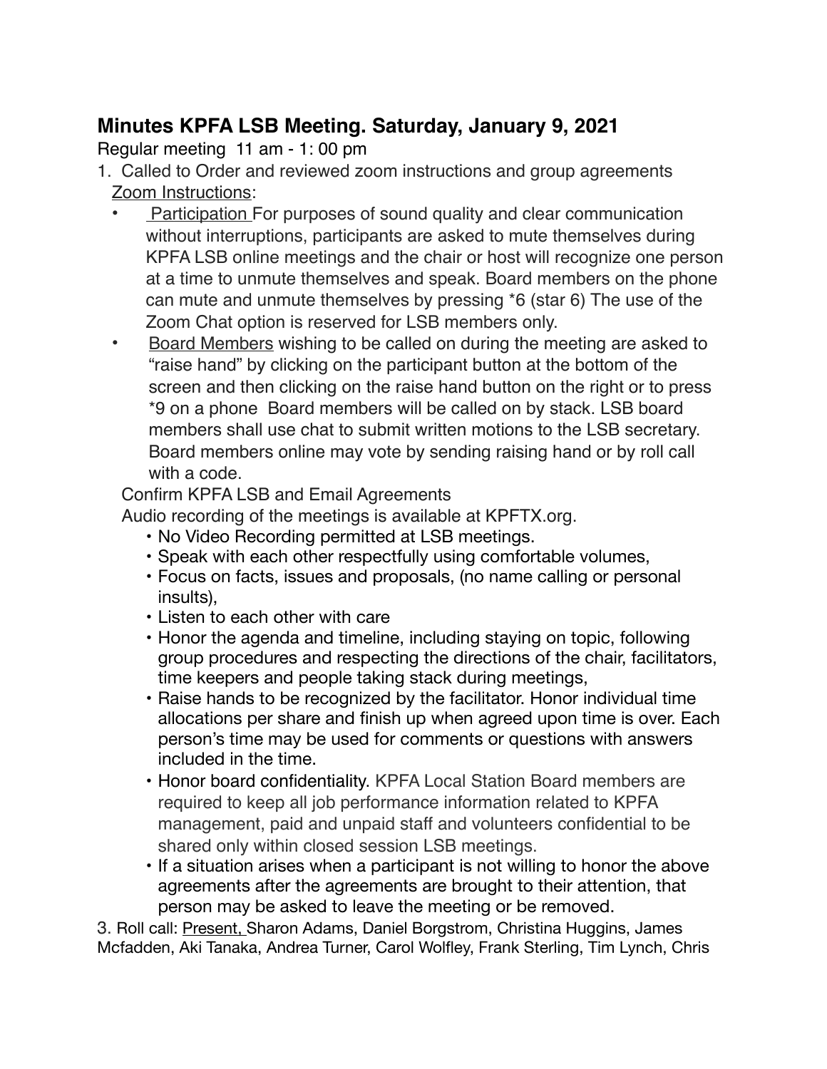## Minutes KPFA LSB Meeting. Saturday, January 9, 2021

Regular meeting 11 am - 1: 00 pm

1. Called to Order and reviewed zoom instructions and group agreements

   Zoom Instructions:

   - Participation For purposes of sound quality and clear communication without interruptions, participants are asked to mute themselves during KPFA LSB online meetings and the chair or host will recognize one person at a time to unmute themselves and speak. Board members on the phone can mute and unmute themselves by pressing *6 (star 6) The use of the Zoom Chat option is reserved for LSB members only.
   - Board Members wishing to be called on during the meeting are asked to "raise hand" by clicking on the participant button at the bottom of the screen and then clicking on the raise hand button on the right or to press *9 on a phone Board members will be called on by stack. LSB board members shall use chat to submit written motions to the LSB secretary. Board members online may vote by sending raising hand or by roll call with a code.

   Confirm KPFA LSB and Email Agreements

   Audio recording of the meetings is available at KPFTX.org.

   - No Video Recording permitted at LSB meetings.
   - Speak with each other respectfully using comfortable volumes,
   - Focus on facts, issues and proposals, (no name calling or personal insults),
   - Listen to each other with care
   - Honor the agenda and timeline, including staying on topic, following group procedures and respecting the directions of the chair, facilitators, time keepers and people taking stack during meetings,
   - Raise hands to be recognized by the facilitator. Honor individual time allocations per share and finish up when agreed upon time is over. Each person's time may be used for comments or questions with answers included in the time.
   - Honor board confidentiality. KPFA Local Station Board members are required to keep all job performance information related to KPFA management, paid and unpaid staff and volunteers confidential to be shared only within closed session LSB meetings.
   - If a situation arises when a participant is not willing to honor the above agreements after the agreements are brought to their attention, that person may be asked to leave the meeting or be removed.

3. Roll call: Present, Sharon Adams, Daniel Borgstrom, Christina Huggins, James Mcfadden, Aki Tanaka, Andrea Turner, Carol Wolfley, Frank Sterling, Tim Lynch, Chris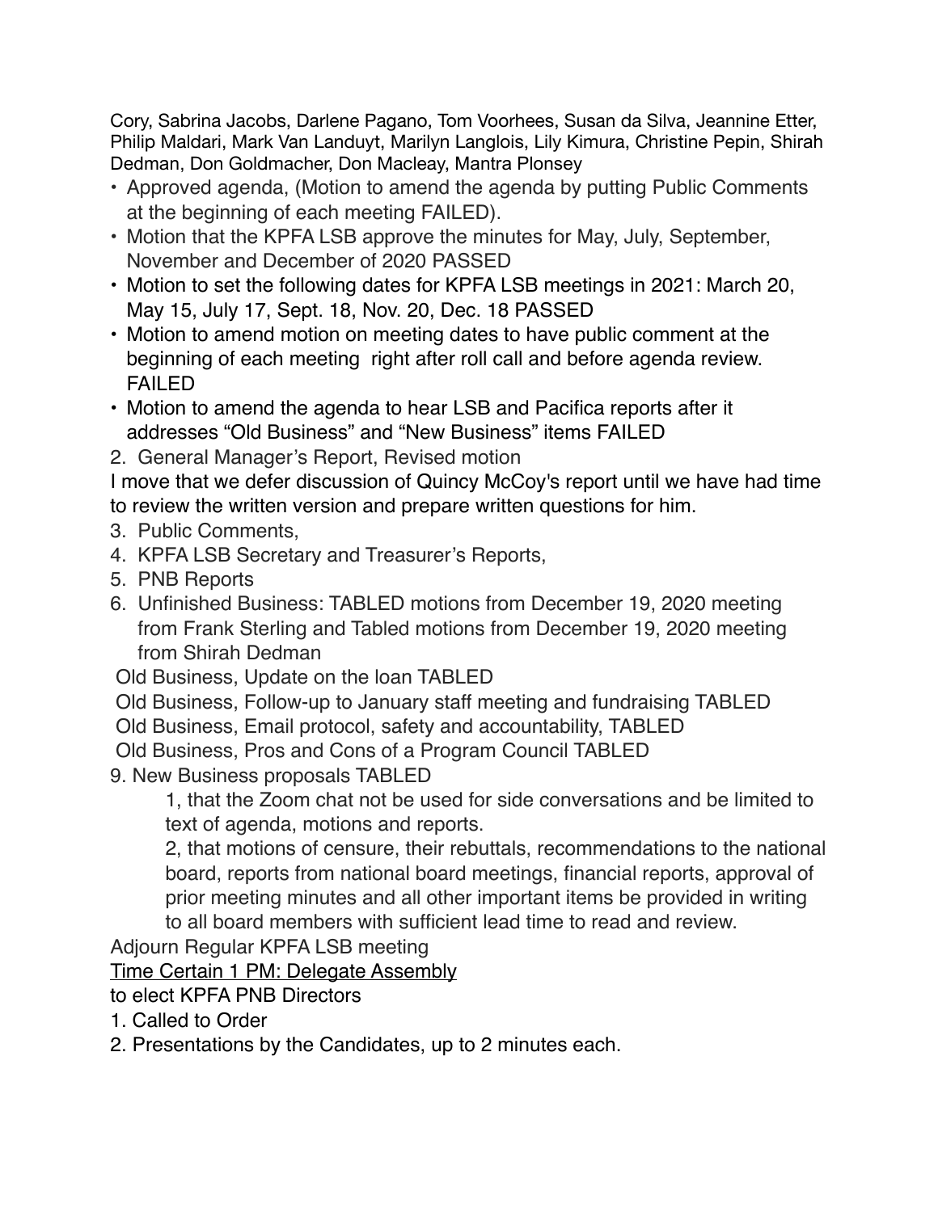Cory, Sabrina Jacobs, Darlene Pagano, Tom Voorhees, Susan da Silva, Jeannine Etter, Philip Maldari, Mark Van Landuyt, Marilyn Langlois, Lily Kimura, Christine Pepin, Shirah Dedman, Don Goldmacher, Don Macleay, Mantra Plonsey

- Approved agenda, (Motion to amend the agenda by putting Public Comments at the beginning of each meeting FAILED).
- Motion that the KPFA LSB approve the minutes for May, July, September, November and December of 2020 PASSED
- Motion to set the following dates for KPFA LSB meetings in 2021: March 20, May 15, July 17, Sept. 18, Nov. 20, Dec. 18 PASSED
- Motion to amend motion on meeting dates to have public comment at the beginning of each meeting right after roll call and before agenda review. FAILED
- Motion to amend the agenda to hear LSB and Pacifica reports after it addresses "Old Business" and "New Business" items FAILED

2. General Manager's Report, Revised motion

I move that we defer discussion of Quincy McCoy's report until we have had time to review the written version and prepare written questions for him.

3. Public Comments,
4. KPFA LSB Secretary and Treasurer's Reports,
5. PNB Reports
6. Unfinished Business: TABLED motions from December 19, 2020 meeting from Frank Sterling and Tabled motions from December 19, 2020 meeting from Shirah Dedman

Old Business, Update on the loan TABLED

Old Business, Follow-up to January staff meeting and fundraising TABLED

Old Business, Email protocol, safety and accountability, TABLED

Old Business, Pros and Cons of a Program Council TABLED

9. New Business proposals TABLED

    1, that the Zoom chat not be used for side conversations and be limited to text of agenda, motions and reports.

    2, that motions of censure, their rebuttals, recommendations to the national board, reports from national board meetings, financial reports, approval of prior meeting minutes and all other important items be provided in writing to all board members with sufficient lead time to read and review.

Adjourn Regular KPFA LSB meeting

<u>Time Certain 1 PM: Delegate Assembly</u>

to elect KPFA PNB Directors

1. Called to Order
2. Presentations by the Candidates, up to 2 minutes each.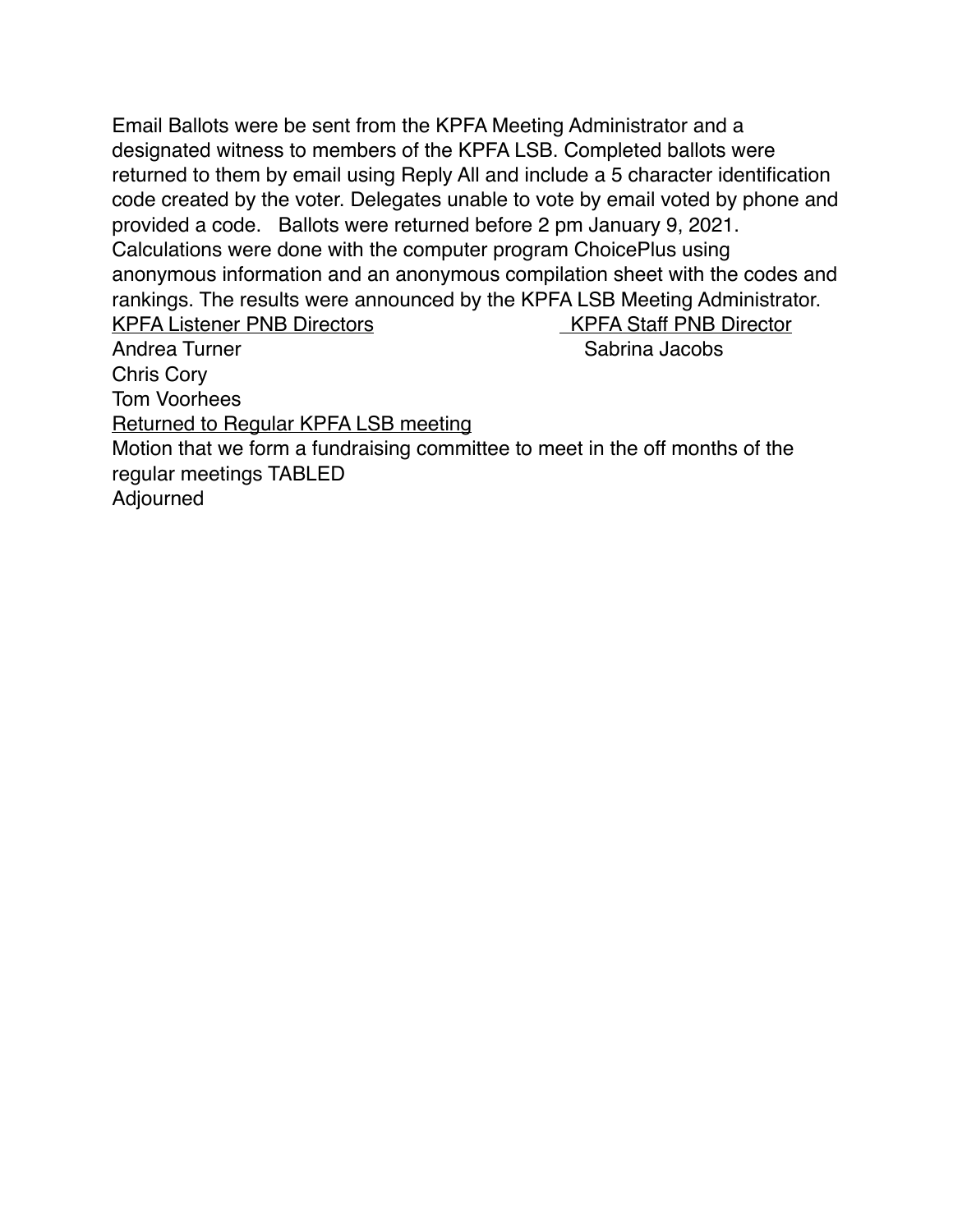Email Ballots were be sent from the KPFA Meeting Administrator and a designated witness to members of the KPFA LSB. Completed ballots were returned to them by email using Reply All and include a 5 character identification code created by the voter. Delegates unable to vote by email voted by phone and provided a code. Ballots were returned before 2 pm January 9, 2021. Calculations were done with the computer program ChoicePlus using anonymous information and an anonymous compilation sheet with the codes and rankings. The results were announced by the KPFA LSB Meeting Administrator.

<u>KPFA Listener PNB Directors</u>

Andrea Turner
Chris Cory
Tom Voorhees

<u>KPFA Staff PNB Director</u>

Sabrina Jacobs

<u>Returned to Regular KPFA LSB meeting</u>

Motion that we form a fundraising committee to meet in the off months of the regular meetings TABLED

Adjourned